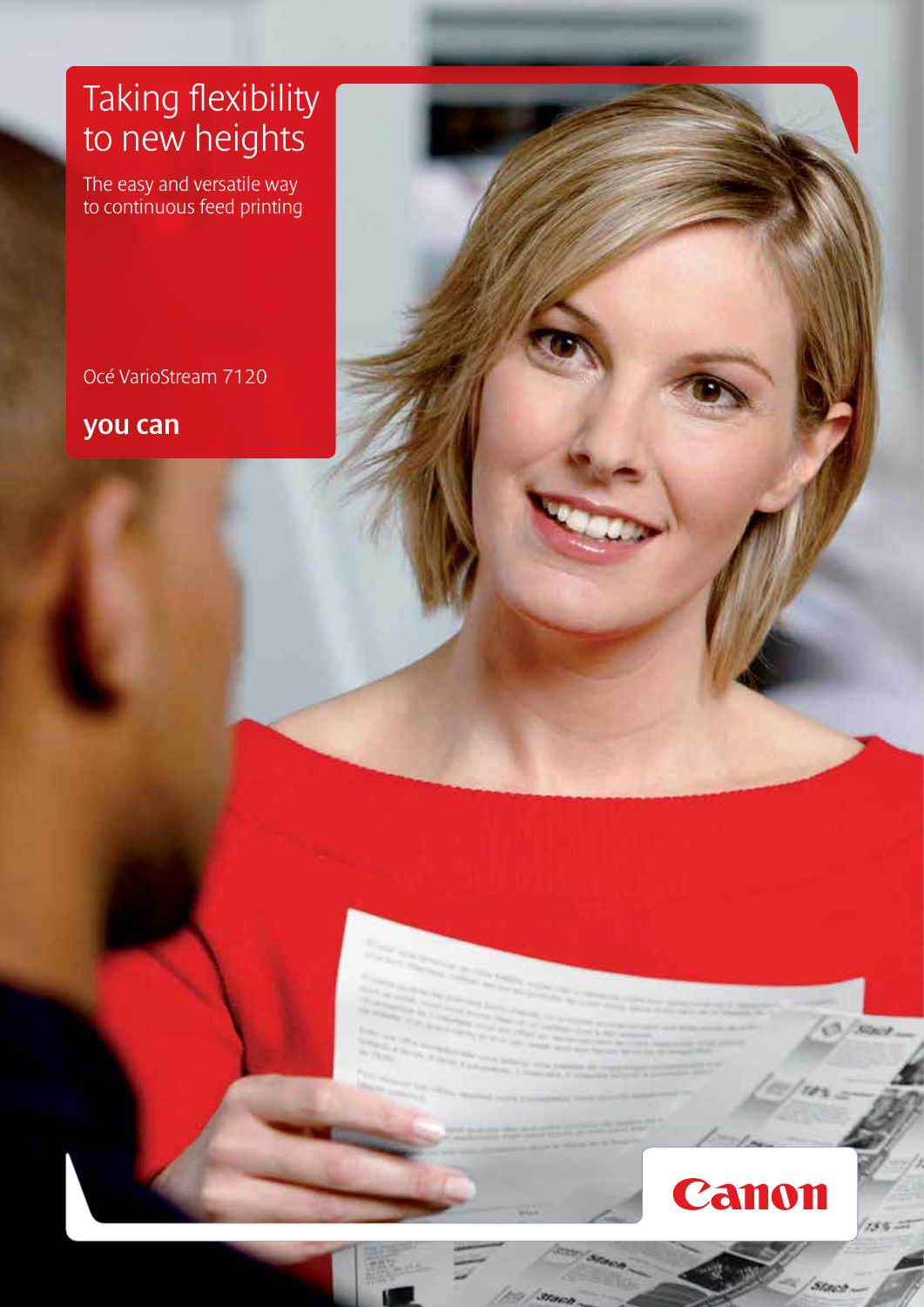# Taking flexibility to new heights

The easy and versatile way to continuous feed printing

Océ VarioStream 7120

**you can**

Canon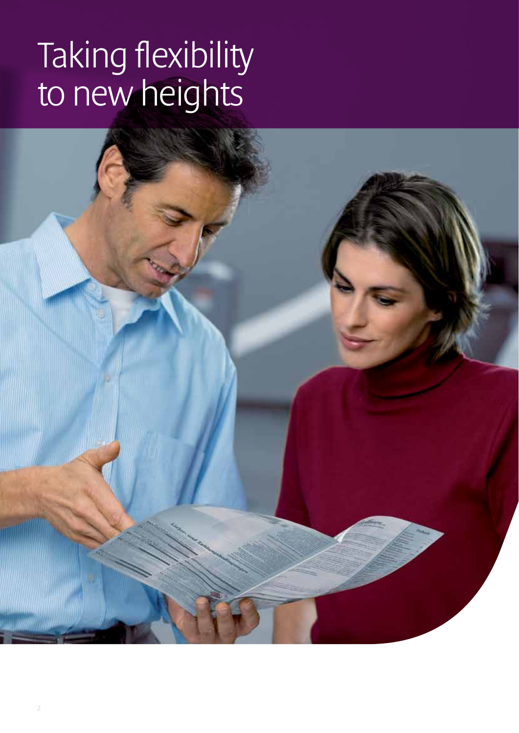# Taking flexibility to new heights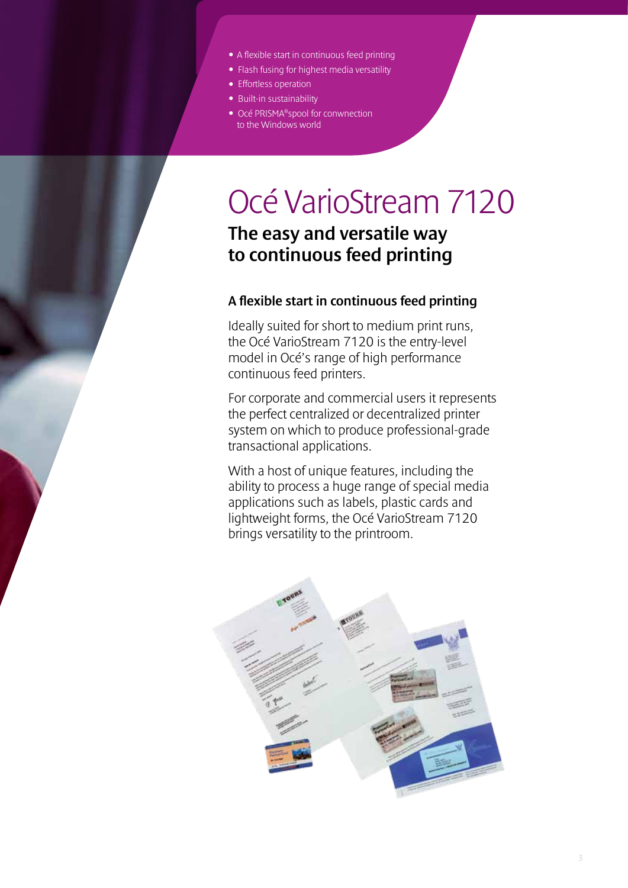- A flexible start in continuous feed printing
- Flash fusing for highest media versatility
- Effortless operation
- Built-in sustainability
- Océ PRISMA®spool for conwnection to the Windows world

# Océ VarioStream 7120

## The easy and versatile way to continuous feed printing

### A flexible start in continuous feed printing

Ideally suited for short to medium print runs, the Océ VarioStream 7120 is the entry-level model in Océ's range of high performance continuous feed printers.

For corporate and commercial users it represents the perfect centralized or decentralized printer system on which to produce professional-grade transactional applications.

With a host of unique features, including the ability to process a huge range of special media applications such as labels, plastic cards and lightweight forms, the Océ VarioStream 7120 brings versatility to the printroom.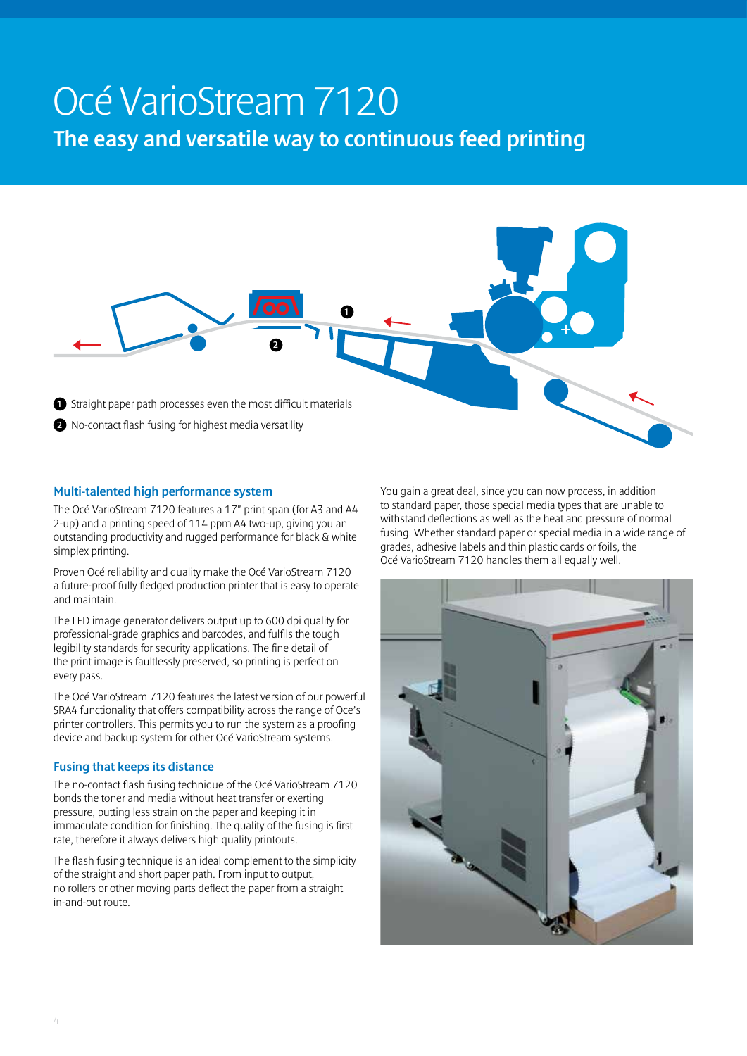# Océ VarioStream 7120

## The easy and versatile way to continuous feed printing

1 Straight paper path processes even the most difficult materials

2 No-contact flash fusing for highest media versatility

### Multi-talented high performance system

The Océ VarioStream 7120 features a 17" print span (for A3 and A4 2-up) and a printing speed of 114 ppm A4 two-up, giving you an outstanding productivity and rugged performance for black & white simplex printing.

Proven Océ reliability and quality make the Océ VarioStream 7120 a future-proof fully fledged production printer that is easy to operate and maintain.

The LED image generator delivers output up to 600 dpi quality for professional-grade graphics and barcodes, and fulfils the tough legibility standards for security applications. The fine detail of the print image is faultlessly preserved, so printing is perfect on every pass.

The Océ VarioStream 7120 features the latest version of our powerful SRA4 functionality that offers compatibility across the range of Oce's printer controllers. This permits you to run the system as a proofing device and backup system for other Océ VarioStream systems.

### Fusing that keeps its distance

The no-contact flash fusing technique of the Océ VarioStream 7120 bonds the toner and media without heat transfer or exerting pressure, putting less strain on the paper and keeping it in immaculate condition for finishing. The quality of the fusing is first rate, therefore it always delivers high quality printouts.

The flash fusing technique is an ideal complement to the simplicity of the straight and short paper path. From input to output, no rollers or other moving parts deflect the paper from a straight in-and-out route.

You gain a great deal, since you can now process, in addition to standard paper, those special media types that are unable to withstand deflections as well as the heat and pressure of normal fusing. Whether standard paper or special media in a wide range of grades, adhesive labels and thin plastic cards or foils, the Océ VarioStream 7120 handles them all equally well.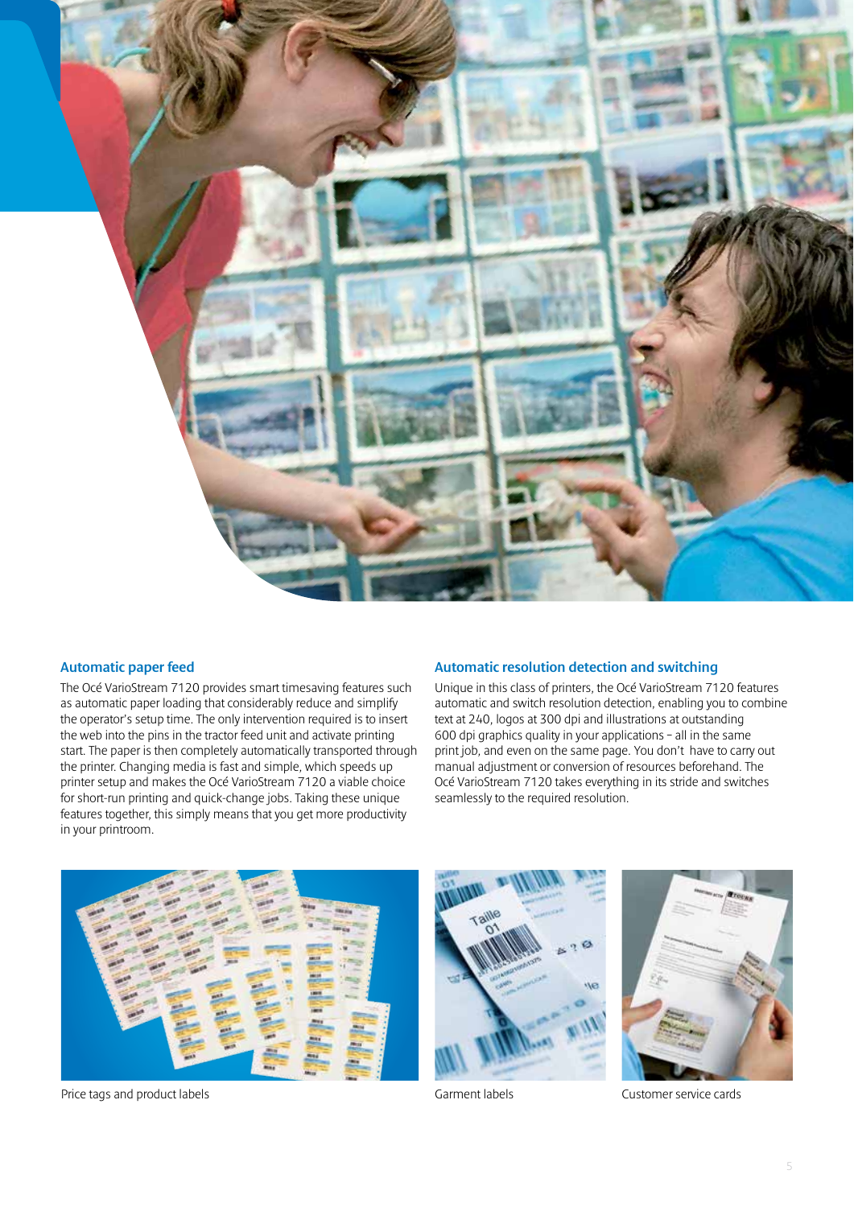## Automatic paper feed

The Océ VarioStream 7120 provides smart timesaving features such as automatic paper loading that considerably reduce and simplify the operator's setup time. The only intervention required is to insert the web into the pins in the tractor feed unit and activate printing start. The paper is then completely automatically transported through the printer. Changing media is fast and simple, which speeds up printer setup and makes the Océ VarioStream 7120 a viable choice for short-run printing and quick-change jobs. Taking these unique features together, this simply means that you get more productivity in your printroom.

## Automatic resolution detection and switching

Unique in this class of printers, the Océ VarioStream 7120 features automatic and switch resolution detection, enabling you to combine text at 240, logos at 300 dpi and illustrations at outstanding 600 dpi graphics quality in your applications – all in the same print job, and even on the same page. You don't have to carry out manual adjustment or conversion of resources beforehand. The Océ VarioStream 7120 takes everything in its stride and switches seamlessly to the required resolution.

Price tags and product labels

Garment labels

Customer service cards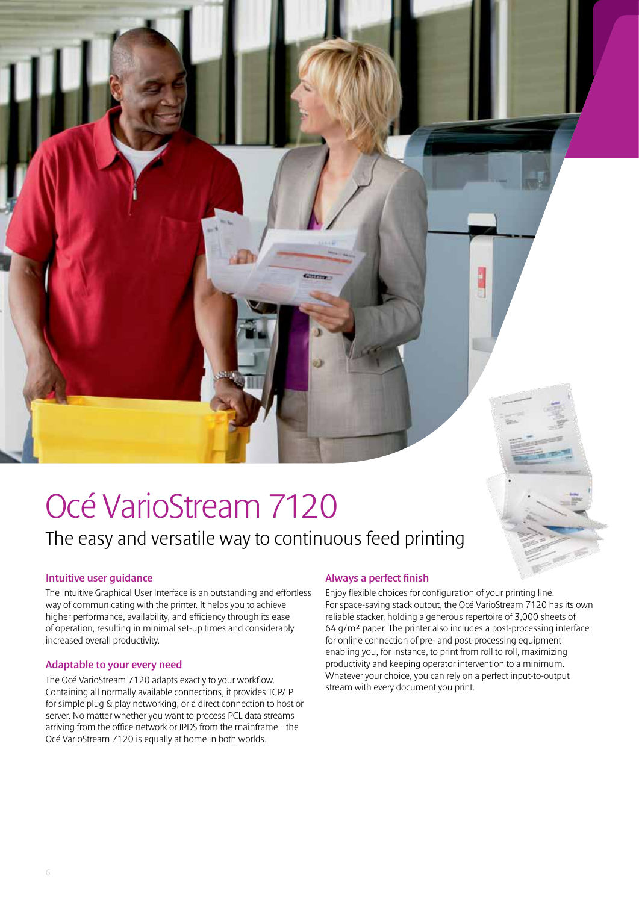# Océ VarioStream 7120

## The easy and versatile way to continuous feed printing

### Intuitive user guidance

The Intuitive Graphical User Interface is an outstanding and effortless way of communicating with the printer. It helps you to achieve higher performance, availability, and efficiency through its ease of operation, resulting in minimal set-up times and considerably increased overall productivity.

### Adaptable to your every need

The Océ VarioStream 7120 adapts exactly to your workflow. Containing all normally available connections, it provides TCP/IP for simple plug & play networking, or a direct connection to host or server. No matter whether you want to process PCL data streams arriving from the office network or IPDS from the mainframe – the Océ VarioStream 7120 is equally at home in both worlds.

### Always a perfect finish

Enjoy flexible choices for configuration of your printing line. For space-saving stack output, the Océ VarioStream 7120 has its own reliable stacker, holding a generous repertoire of 3,000 sheets of 64 g/m² paper. The printer also includes a post-processing interface for online connection of pre- and post-processing equipment enabling you, for instance, to print from roll to roll, maximizing productivity and keeping operator intervention to a minimum. Whatever your choice, you can rely on a perfect input-to-output stream with every document you print.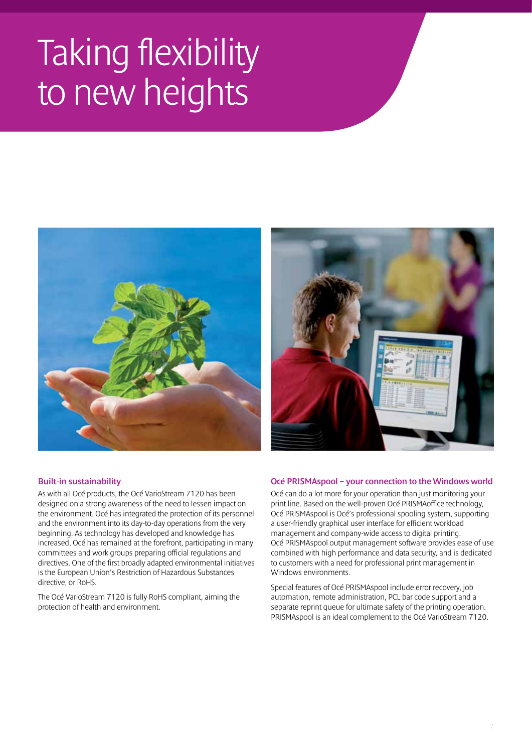# Taking flexibility to new heights

### Built-in sustainability

As with all Océ products, the Océ VarioStream 7120 has been designed on a strong awareness of the need to lessen impact on the environment. Océ has integrated the protection of its personnel and the environment into its day-to-day operations from the very beginning. As technology has developed and knowledge has increased, Océ has remained at the forefront, participating in many committees and work groups preparing official regulations and directives. One of the first broadly adapted environmental initiatives is the European Union's Restriction of Hazardous Substances directive, or RoHS.

The Océ VarioStream 7120 is fully RoHS compliant, aiming the protection of health and environment.

### Océ PRISMAspool – your connection to the Windows world

Océ can do a lot more for your operation than just monitoring your print line. Based on the well-proven Océ PRISMAoffice technology, Océ PRISMAspool is Océ's professional spooling system, supporting a user-friendly graphical user interface for efficient workload management and company-wide access to digital printing. Océ PRISMAspool output management software provides ease of use combined with high performance and data security, and is dedicated to customers with a need for professional print management in Windows environments.

Special features of Océ PRISMAspool include error recovery, job automation, remote administration, PCL bar code support and a separate reprint queue for ultimate safety of the printing operation. PRISMAspool is an ideal complement to the Océ VarioStream 7120.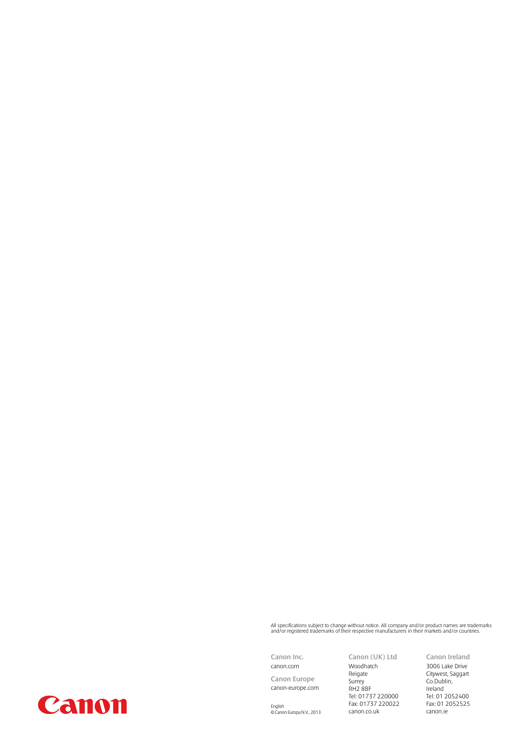All specifications subject to change without notice. All company and/or product names are trademarks and/or registered trademarks of their respective manufacturers in their markets and/or countries.

**Canon Inc.**
canon.com

**Canon Europe**
canon-europe.com

English
© Canon Europa N.V., 2013

**Canon (UK) Ltd**
Woodhatch
Reigate
Surrey
RH2 8BF
Tel: 01737 220000
Fax: 01737 220022
canon.co.uk

**Canon Ireland**
3006 Lake Drive
Citywest, Saggart
Co.Dublin,
Ireland
Tel: 01 2052400
Fax: 01 2052525
canon.ie

Canon